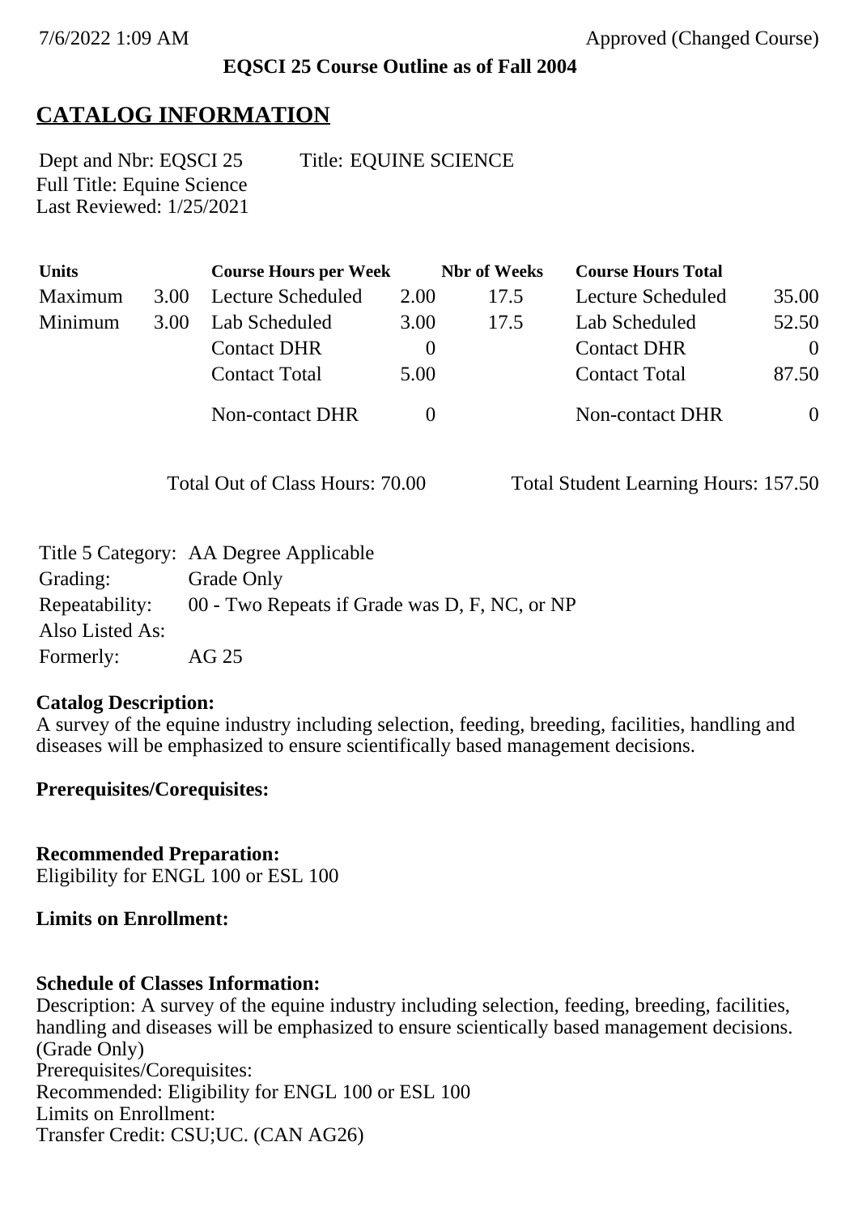7/6/2022 1:09 AM Approved (Changed Course)

**EQSCI 25 Course Outline as of Fall 2004**

# CATALOG INFORMATION

Dept and Nbr: EQSCI 25 Title: EQUINE SCIENCE
Full Title: Equine Science
Last Reviewed: 1/25/2021

| Units | | Course Hours per Week | | Nbr of Weeks | Course Hours Total | |
|---|---|---|---|---|---|---|
| Maximum | 3.00 | Lecture Scheduled | 2.00 | 17.5 | Lecture Scheduled | 35.00 |
| Minimum | 3.00 | Lab Scheduled | 3.00 | 17.5 | Lab Scheduled | 52.50 |
| | | Contact DHR | 0 | | Contact DHR | 0 |
| | | Contact Total | 5.00 | | Contact Total | 87.50 |
| | | Non-contact DHR | 0 | | Non-contact DHR | 0 |

Total Out of Class Hours: 70.00 Total Student Learning Hours: 157.50

Title 5 Category: AA Degree Applicable
Grading: Grade Only
Repeatability: 00 - Two Repeats if Grade was D, F, NC, or NP
Also Listed As:
Formerly: AG 25

**Catalog Description:**
A survey of the equine industry including selection, feeding, breeding, facilities, handling and diseases will be emphasized to ensure scientifically based management decisions.

**Prerequisites/Corequisites:**

**Recommended Preparation:**
Eligibility for ENGL 100 or ESL 100

**Limits on Enrollment:**

**Schedule of Classes Information:**
Description: A survey of the equine industry including selection, feeding, breeding, facilities, handling and diseases will be emphasized to ensure scientically based management decisions. (Grade Only)
Prerequisites/Corequisites:
Recommended: Eligibility for ENGL 100 or ESL 100
Limits on Enrollment:
Transfer Credit: CSU;UC. (CAN AG26)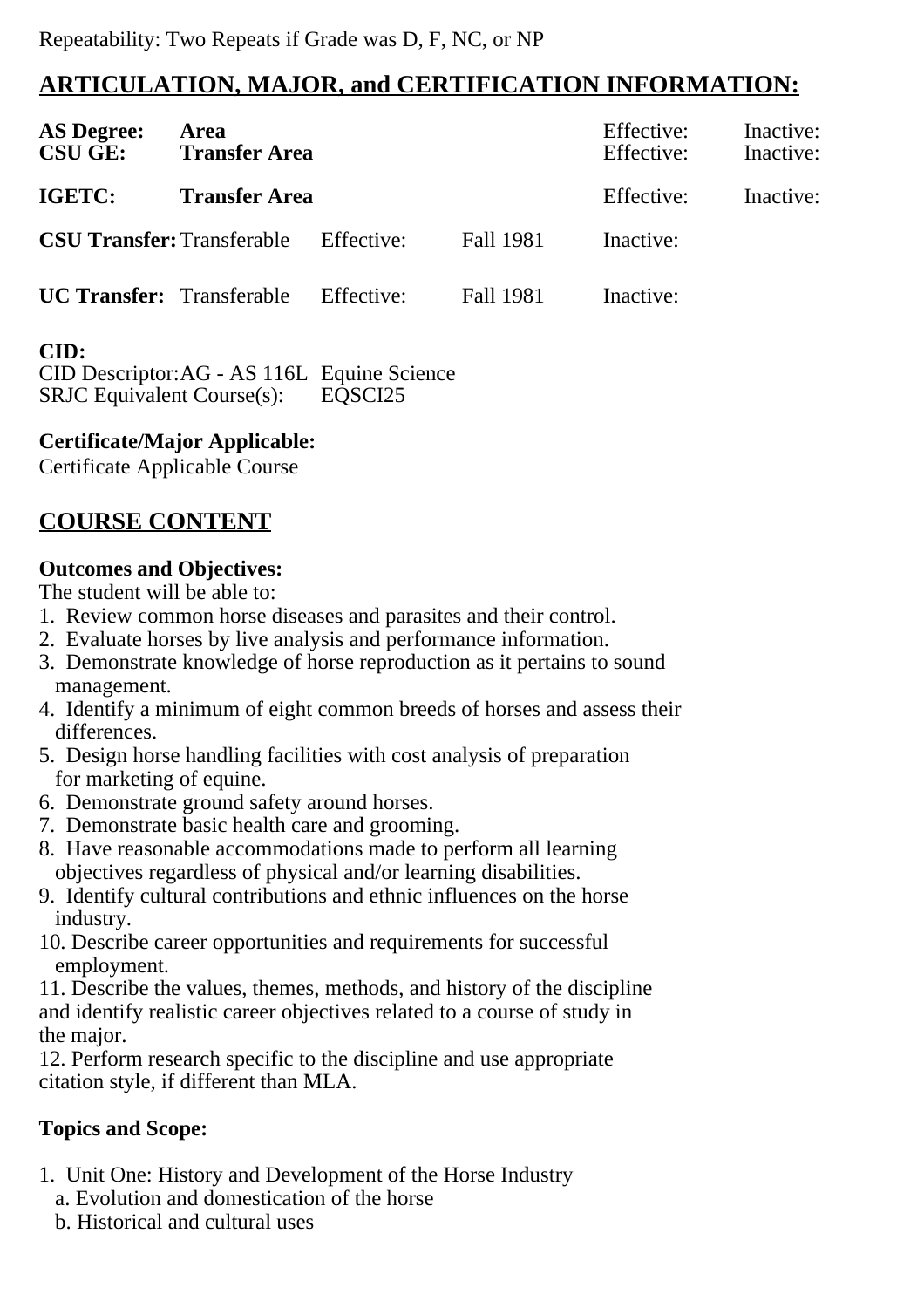Repeatability: Two Repeats if Grade was D, F, NC, or NP

## ARTICULATION, MAJOR, and CERTIFICATION INFORMATION:

| | | | | | |
|---|---|---|---|---|---|
| **AS Degree:** | **Area** | | | Effective: | Inactive: |
| **CSU GE:** | **Transfer Area** | | | Effective: | Inactive: |
| **IGETC:** | **Transfer Area** | | | Effective: | Inactive: |
| **CSU Transfer:** | Transferable | Effective: | Fall 1981 | Inactive: | |
| **UC Transfer:** | Transferable | Effective: | Fall 1981 | Inactive: | |

**CID:**
CID Descriptor: AG - AS 116L Equine Science
SRJC Equivalent Course(s): EQSCI25

**Certificate/Major Applicable:**
Certificate Applicable Course

## COURSE CONTENT

**Outcomes and Objectives:**
The student will be able to:

1. Review common horse diseases and parasites and their control.
2. Evaluate horses by live analysis and performance information.
3. Demonstrate knowledge of horse reproduction as it pertains to sound management.
4. Identify a minimum of eight common breeds of horses and assess their differences.
5. Design horse handling facilities with cost analysis of preparation for marketing of equine.
6. Demonstrate ground safety around horses.
7. Demonstrate basic health care and grooming.
8. Have reasonable accommodations made to perform all learning objectives regardless of physical and/or learning disabilities.
9. Identify cultural contributions and ethnic influences on the horse industry.
10. Describe career opportunities and requirements for successful employment.
11. Describe the values, themes, methods, and history of the discipline and identify realistic career objectives related to a course of study in the major.
12. Perform research specific to the discipline and use appropriate citation style, if different than MLA.

**Topics and Scope:**

1. Unit One: History and Development of the Horse Industry
   a. Evolution and domestication of the horse
   b. Historical and cultural uses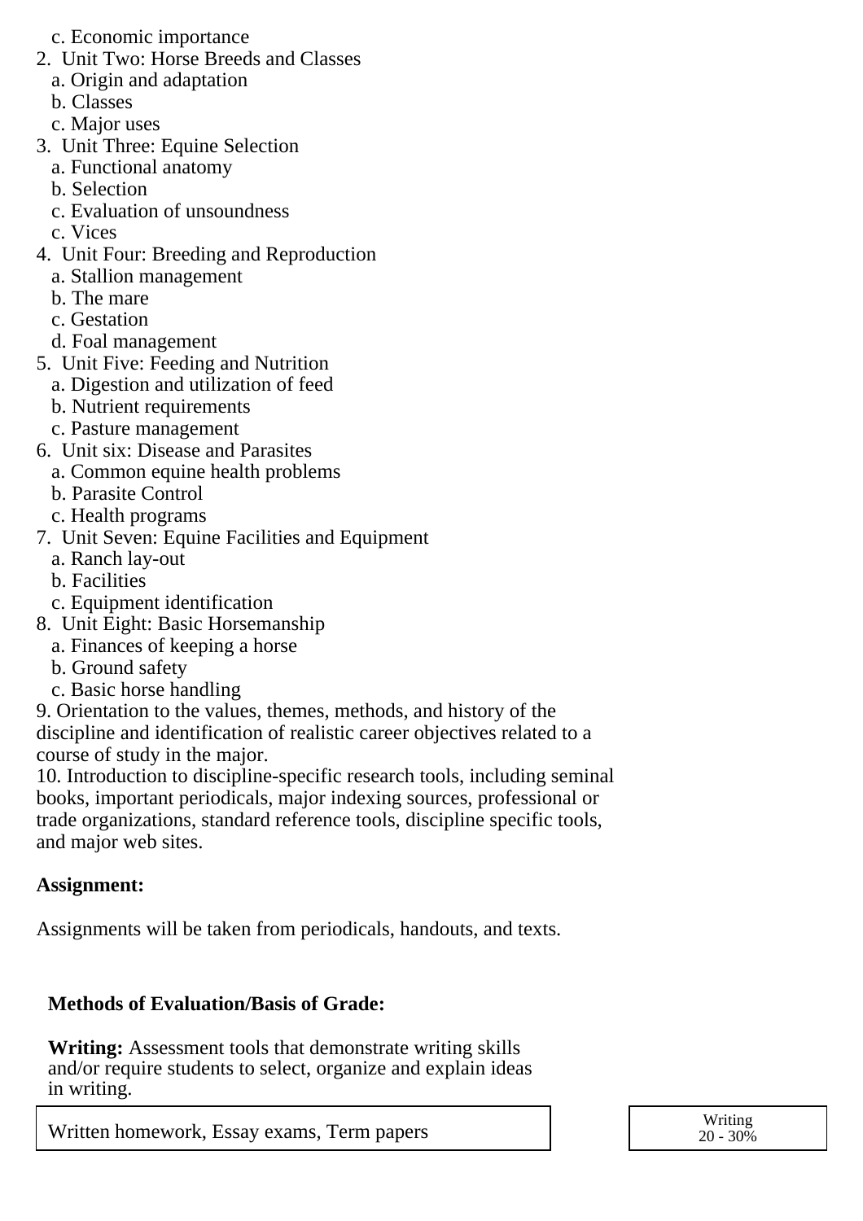c. Economic importance
2. Unit Two: Horse Breeds and Classes
   a. Origin and adaptation
   b. Classes
   c. Major uses
3. Unit Three: Equine Selection
   a. Functional anatomy
   b. Selection
   c. Evaluation of unsoundness
   c. Vices
4. Unit Four: Breeding and Reproduction
   a. Stallion management
   b. The mare
   c. Gestation
   d. Foal management
5. Unit Five: Feeding and Nutrition
   a. Digestion and utilization of feed
   b. Nutrient requirements
   c. Pasture management
6. Unit six: Disease and Parasites
   a. Common equine health problems
   b. Parasite Control
   c. Health programs
7. Unit Seven: Equine Facilities and Equipment
   a. Ranch lay-out
   b. Facilities
   c. Equipment identification
8. Unit Eight: Basic Horsemanship
   a. Finances of keeping a horse
   b. Ground safety
   c. Basic horse handling
9. Orientation to the values, themes, methods, and history of the discipline and identification of realistic career objectives related to a course of study in the major.
10. Introduction to discipline-specific research tools, including seminal books, important periodicals, major indexing sources, professional or trade organizations, standard reference tools, discipline specific tools, and major web sites.

**Assignment:**

Assignments will be taken from periodicals, handouts, and texts.

**Methods of Evaluation/Basis of Grade:**

**Writing:** Assessment tools that demonstrate writing skills and/or require students to select, organize and explain ideas in writing.

| Written homework, Essay exams, Term papers | Writing 20 - 30% |
|---|---|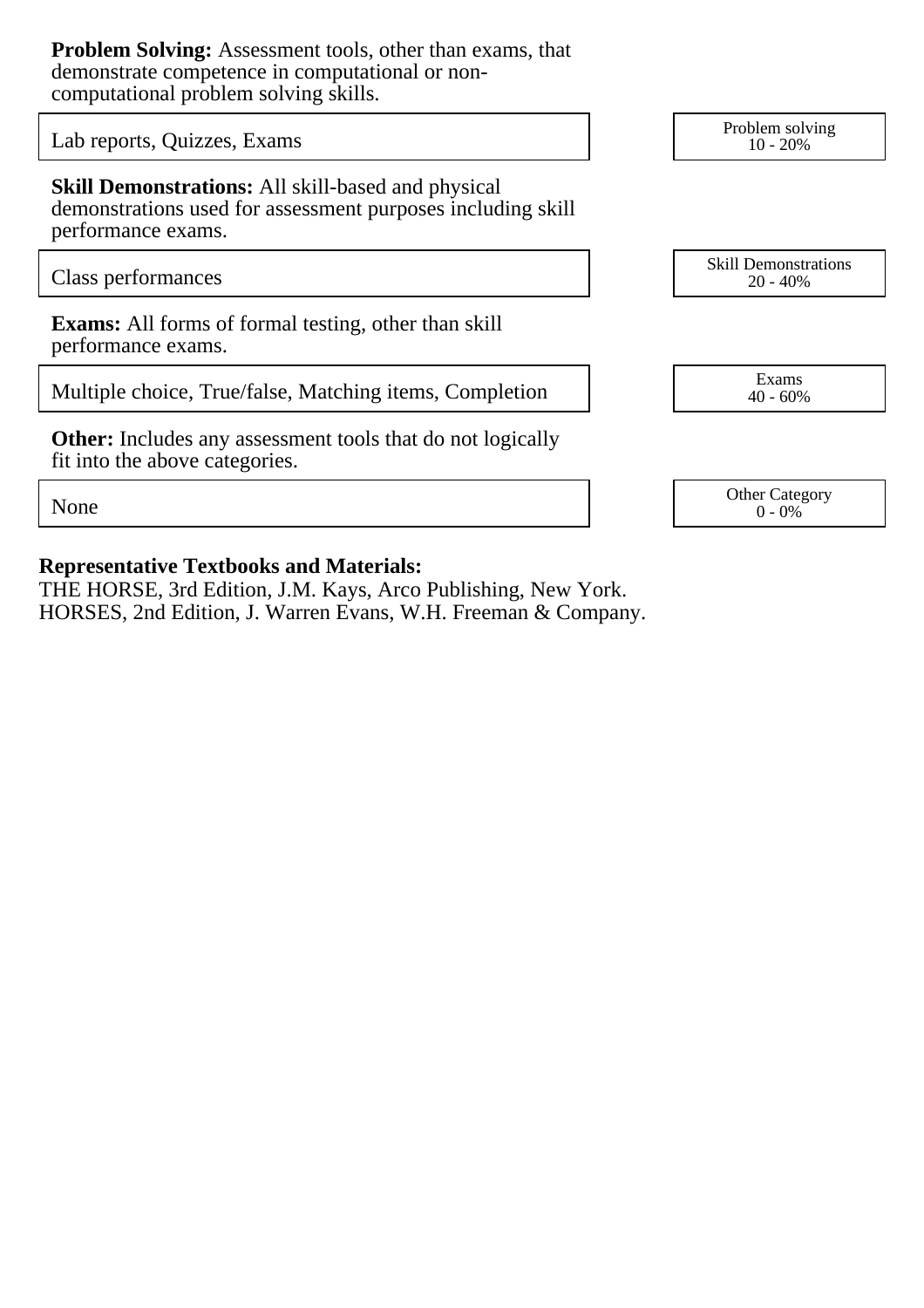**Problem Solving:** Assessment tools, other than exams, that demonstrate competence in computational or non-computational problem solving skills.

| | |
|---|---|
| Lab reports, Quizzes, Exams | Problem solving<br>10 - 20% |

**Skill Demonstrations:** All skill-based and physical demonstrations used for assessment purposes including skill performance exams.

| | |
|---|---|
| Class performances | Skill Demonstrations<br>20 - 40% |

**Exams:** All forms of formal testing, other than skill performance exams.

| | |
|---|---|
| Multiple choice, True/false, Matching items, Completion | Exams<br>40 - 60% |

**Other:** Includes any assessment tools that do not logically fit into the above categories.

| | |
|---|---|
| None | Other Category<br>0 - 0% |

**Representative Textbooks and Materials:**
THE HORSE, 3rd Edition, J.M. Kays, Arco Publishing, New York.
HORSES, 2nd Edition, J. Warren Evans, W.H. Freeman & Company.